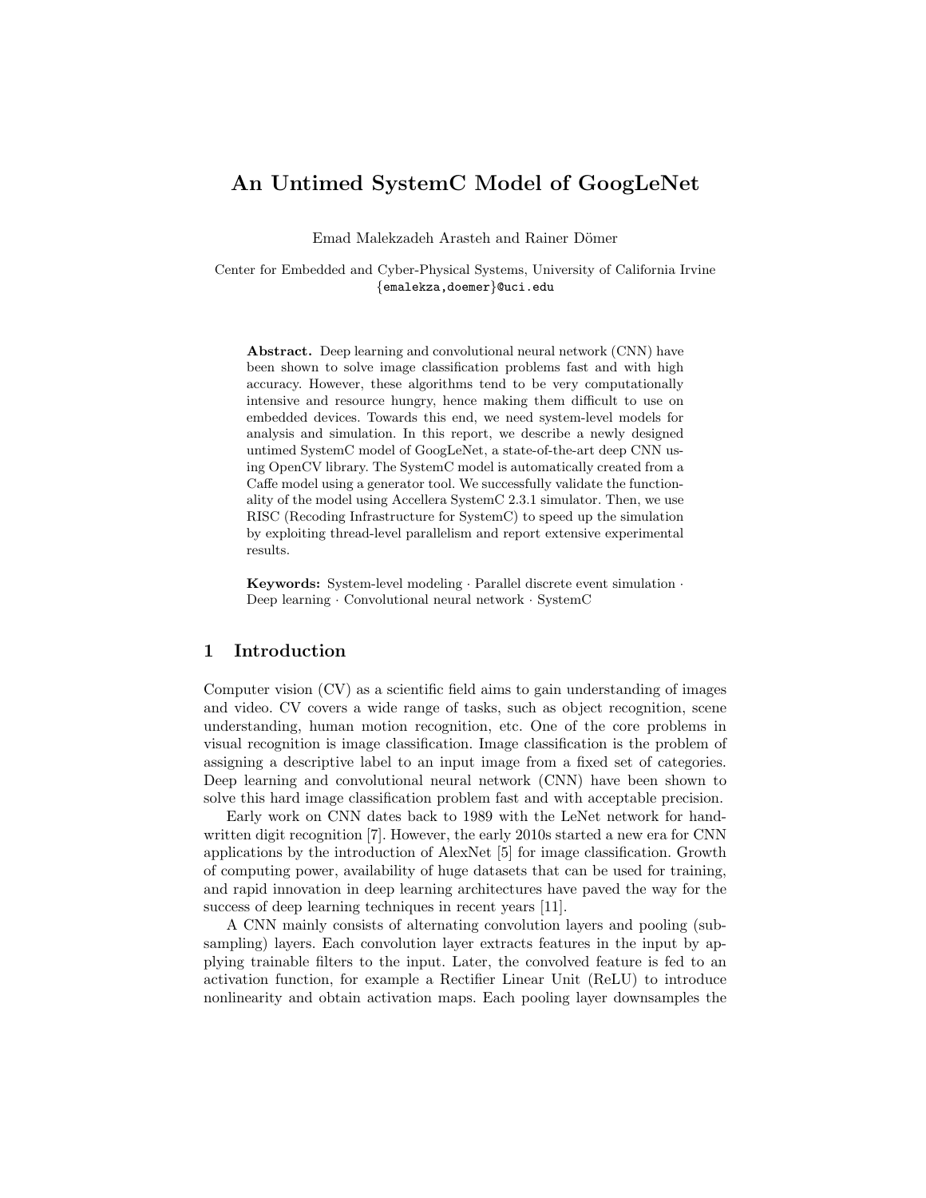# An Untimed SystemC Model of GoogLeNet

Emad Malekzadeh Arasteh and Rainer Dömer

Center for Embedded and Cyber-Physical Systems, University of California Irvine
{emalekza,doemer}@uci.edu

**Abstract.** Deep learning and convolutional neural network (CNN) have been shown to solve image classification problems fast and with high accuracy. However, these algorithms tend to be very computationally intensive and resource hungry, hence making them difficult to use on embedded devices. Towards this end, we need system-level models for analysis and simulation. In this report, we describe a newly designed untimed SystemC model of GoogLeNet, a state-of-the-art deep CNN using OpenCV library. The SystemC model is automatically created from a Caffe model using a generator tool. We successfully validate the functionality of the model using Accellera SystemC 2.3.1 simulator. Then, we use RISC (Recoding Infrastructure for SystemC) to speed up the simulation by exploiting thread-level parallelism and report extensive experimental results.

**Keywords:** System-level modeling · Parallel discrete event simulation · Deep learning · Convolutional neural network · SystemC

## 1 Introduction

Computer vision (CV) as a scientific field aims to gain understanding of images and video. CV covers a wide range of tasks, such as object recognition, scene understanding, human motion recognition, etc. One of the core problems in visual recognition is image classification. Image classification is the problem of assigning a descriptive label to an input image from a fixed set of categories. Deep learning and convolutional neural network (CNN) have been shown to solve this hard image classification problem fast and with acceptable precision.

Early work on CNN dates back to 1989 with the LeNet network for handwritten digit recognition [7]. However, the early 2010s started a new era for CNN applications by the introduction of AlexNet [5] for image classification. Growth of computing power, availability of huge datasets that can be used for training, and rapid innovation in deep learning architectures have paved the way for the success of deep learning techniques in recent years [11].

A CNN mainly consists of alternating convolution layers and pooling (subsampling) layers. Each convolution layer extracts features in the input by applying trainable filters to the input. Later, the convolved feature is fed to an activation function, for example a Rectifier Linear Unit (ReLU) to introduce nonlinearity and obtain activation maps. Each pooling layer downsamples the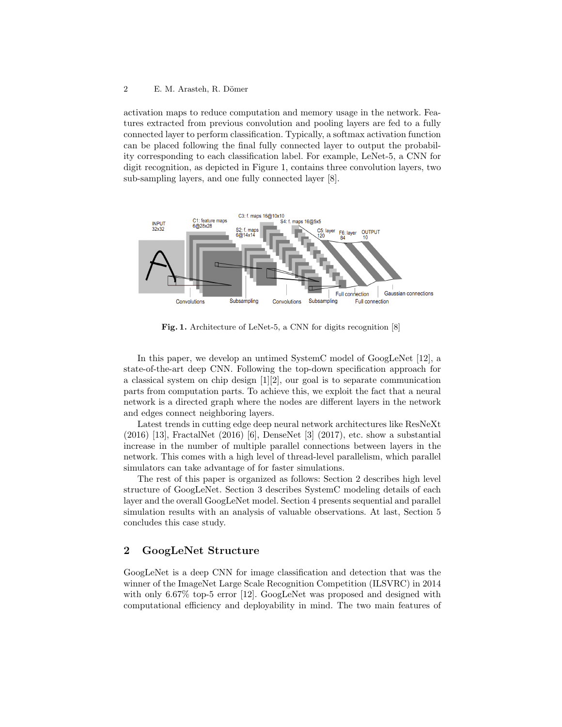activation maps to reduce computation and memory usage in the network. Features extracted from previous convolution and pooling layers are fed to a fully connected layer to perform classification. Typically, a softmax activation function can be placed following the final fully connected layer to output the probability corresponding to each classification label. For example, LeNet-5, a CNN for digit recognition, as depicted in Figure 1, contains three convolution layers, two sub-sampling layers, and one fully connected layer [8].

**Fig. 1.** Architecture of LeNet-5, a CNN for digits recognition [8]

In this paper, we develop an untimed SystemC model of GoogLeNet [12], a state-of-the-art deep CNN. Following the top-down specification approach for a classical system on chip design [1][2], our goal is to separate communication parts from computation parts. To achieve this, we exploit the fact that a neural network is a directed graph where the nodes are different layers in the network and edges connect neighboring layers.

Latest trends in cutting edge deep neural network architectures like ResNeXt (2016) [13], FractalNet (2016) [6], DenseNet [3] (2017), etc. show a substantial increase in the number of multiple parallel connections between layers in the network. This comes with a high level of thread-level parallelism, which parallel simulators can take advantage of for faster simulations.

The rest of this paper is organized as follows: Section 2 describes high level structure of GoogLeNet. Section 3 describes SystemC modeling details of each layer and the overall GoogLeNet model. Section 4 presents sequential and parallel simulation results with an analysis of valuable observations. At last, Section 5 concludes this case study.

## 2 GoogLeNet Structure

GoogLeNet is a deep CNN for image classification and detection that was the winner of the ImageNet Large Scale Recognition Competition (ILSVRC) in 2014 with only 6.67% top-5 error [12]. GoogLeNet was proposed and designed with computational efficiency and deployability in mind. The two main features of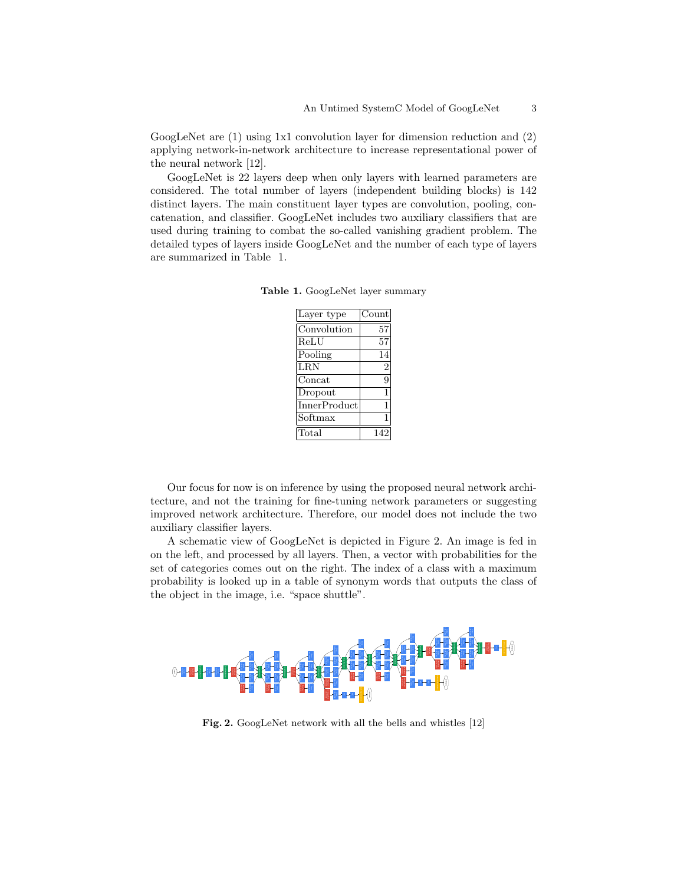GoogLeNet are (1) using 1x1 convolution layer for dimension reduction and (2) applying network-in-network architecture to increase representational power of the neural network [12].

GoogLeNet is 22 layers deep when only layers with learned parameters are considered. The total number of layers (independent building blocks) is 142 distinct layers. The main constituent layer types are convolution, pooling, concatenation, and classifier. GoogLeNet includes two auxiliary classifiers that are used during training to combat the so-called vanishing gradient problem. The detailed types of layers inside GoogLeNet and the number of each type of layers are summarized in Table 1.

**Table 1.** GoogLeNet layer summary

| Layer type | Count |
|---|---|
| Convolution | 57 |
| ReLU | 57 |
| Pooling | 14 |
| LRN | 2 |
| Concat | 9 |
| Dropout | 1 |
| InnerProduct | 1 |
| Softmax | 1 |
| Total | 142 |

Our focus for now is on inference by using the proposed neural network architecture, and not the training for fine-tuning network parameters or suggesting improved network architecture. Therefore, our model does not include the two auxiliary classifier layers.

A schematic view of GoogLeNet is depicted in Figure 2. An image is fed in on the left, and processed by all layers. Then, a vector with probabilities for the set of categories comes out on the right. The index of a class with a maximum probability is looked up in a table of synonym words that outputs the class of the object in the image, i.e. "space shuttle".

**Fig. 2.** GoogLeNet network with all the bells and whistles [12]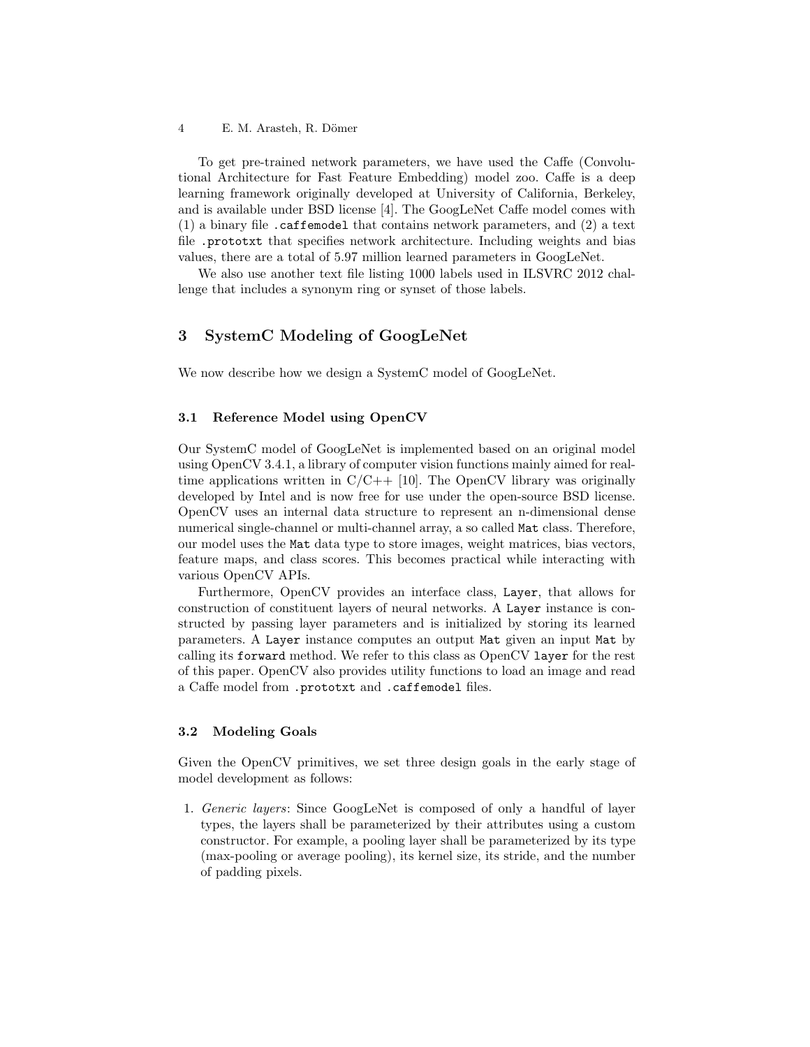To get pre-trained network parameters, we have used the Caffe (Convolutional Architecture for Fast Feature Embedding) model zoo. Caffe is a deep learning framework originally developed at University of California, Berkeley, and is available under BSD license [4]. The GoogLeNet Caffe model comes with (1) a binary file `.caffemodel` that contains network parameters, and (2) a text file `.prototxt` that specifies network architecture. Including weights and bias values, there are a total of 5.97 million learned parameters in GoogLeNet.

We also use another text file listing 1000 labels used in ILSVRC 2012 challenge that includes a synonym ring or synset of those labels.

## 3 SystemC Modeling of GoogLeNet

We now describe how we design a SystemC model of GoogLeNet.

### 3.1 Reference Model using OpenCV

Our SystemC model of GoogLeNet is implemented based on an original model using OpenCV 3.4.1, a library of computer vision functions mainly aimed for real-time applications written in C/C++ [10]. The OpenCV library was originally developed by Intel and is now free for use under the open-source BSD license. OpenCV uses an internal data structure to represent an n-dimensional dense numerical single-channel or multi-channel array, a so called `Mat` class. Therefore, our model uses the `Mat` data type to store images, weight matrices, bias vectors, feature maps, and class scores. This becomes practical while interacting with various OpenCV APIs.

Furthermore, OpenCV provides an interface class, `Layer`, that allows for construction of constituent layers of neural networks. A `Layer` instance is constructed by passing layer parameters and is initialized by storing its learned parameters. A `Layer` instance computes an output `Mat` given an input `Mat` by calling its `forward` method. We refer to this class as OpenCV `layer` for the rest of this paper. OpenCV also provides utility functions to load an image and read a Caffe model from `.prototxt` and `.caffemodel` files.

### 3.2 Modeling Goals

Given the OpenCV primitives, we set three design goals in the early stage of model development as follows:

1. *Generic layers*: Since GoogLeNet is composed of only a handful of layer types, the layers shall be parameterized by their attributes using a custom constructor. For example, a pooling layer shall be parameterized by its type (max-pooling or average pooling), its kernel size, its stride, and the number of padding pixels.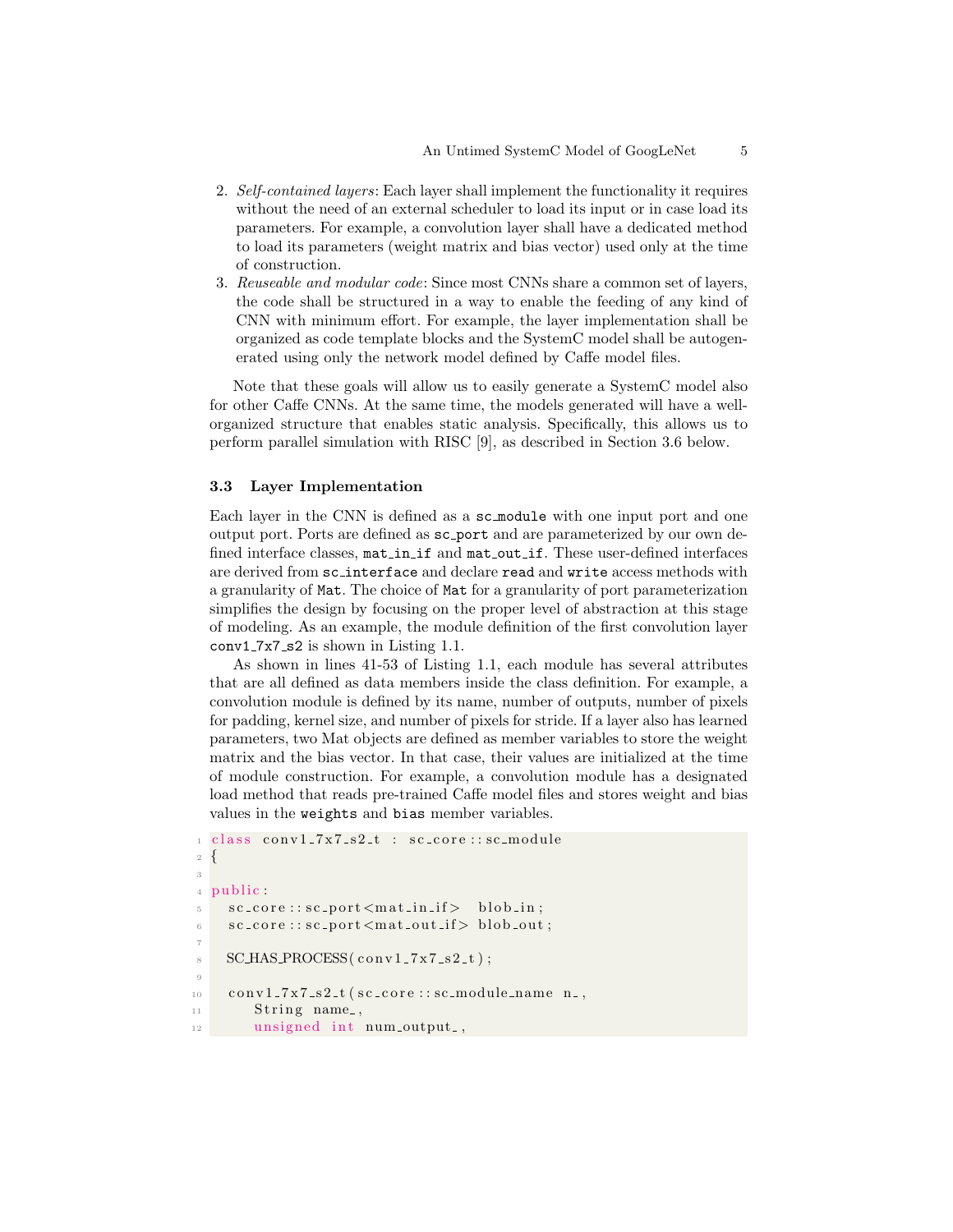2. *Self-contained layers*: Each layer shall implement the functionality it requires without the need of an external scheduler to load its input or in case load its parameters. For example, a convolution layer shall have a dedicated method to load its parameters (weight matrix and bias vector) used only at the time of construction.
3. *Reuseable and modular code*: Since most CNNs share a common set of layers, the code shall be structured in a way to enable the feeding of any kind of CNN with minimum effort. For example, the layer implementation shall be organized as code template blocks and the SystemC model shall be autogenerated using only the network model defined by Caffe model files.

Note that these goals will allow us to easily generate a SystemC model also for other Caffe CNNs. At the same time, the models generated will have a well-organized structure that enables static analysis. Specifically, this allows us to perform parallel simulation with RISC [9], as described in Section 3.6 below.

### 3.3 Layer Implementation

Each layer in the CNN is defined as a `sc_module` with one input port and one output port. Ports are defined as `sc_port` and are parameterized by our own defined interface classes, `mat_in_if` and `mat_out_if`. These user-defined interfaces are derived from `sc_interface` and declare `read` and `write` access methods with a granularity of `Mat`. The choice of `Mat` for a granularity of port parameterization simplifies the design by focusing on the proper level of abstraction at this stage of modeling. As an example, the module definition of the first convolution layer `conv1_7x7_s2` is shown in Listing 1.1.

As shown in lines 41-53 of Listing 1.1, each module has several attributes that are all defined as data members inside the class definition. For example, a convolution module is defined by its name, number of outputs, number of pixels for padding, kernel size, and number of pixels for stride. If a layer also has learned parameters, two Mat objects are defined as member variables to store the weight matrix and the bias vector. In that case, their values are initialized at the time of module construction. For example, a convolution module has a designated load method that reads pre-trained Caffe model files and stores weight and bias values in the `weights` and `bias` member variables.

```
1  class conv1_7x7_s2_t : sc_core::sc_module
2  {
3
4  public:
5    sc_core::sc_port<mat_in_if>  blob_in;
6    sc_core::sc_port<mat_out_if> blob_out;
7
8    SC_HAS_PROCESS(conv1_7x7_s2_t);
9
10   conv1_7x7_s2_t(sc_core::sc_module_name n_,
11       String name_,
12       unsigned int num_output_,
```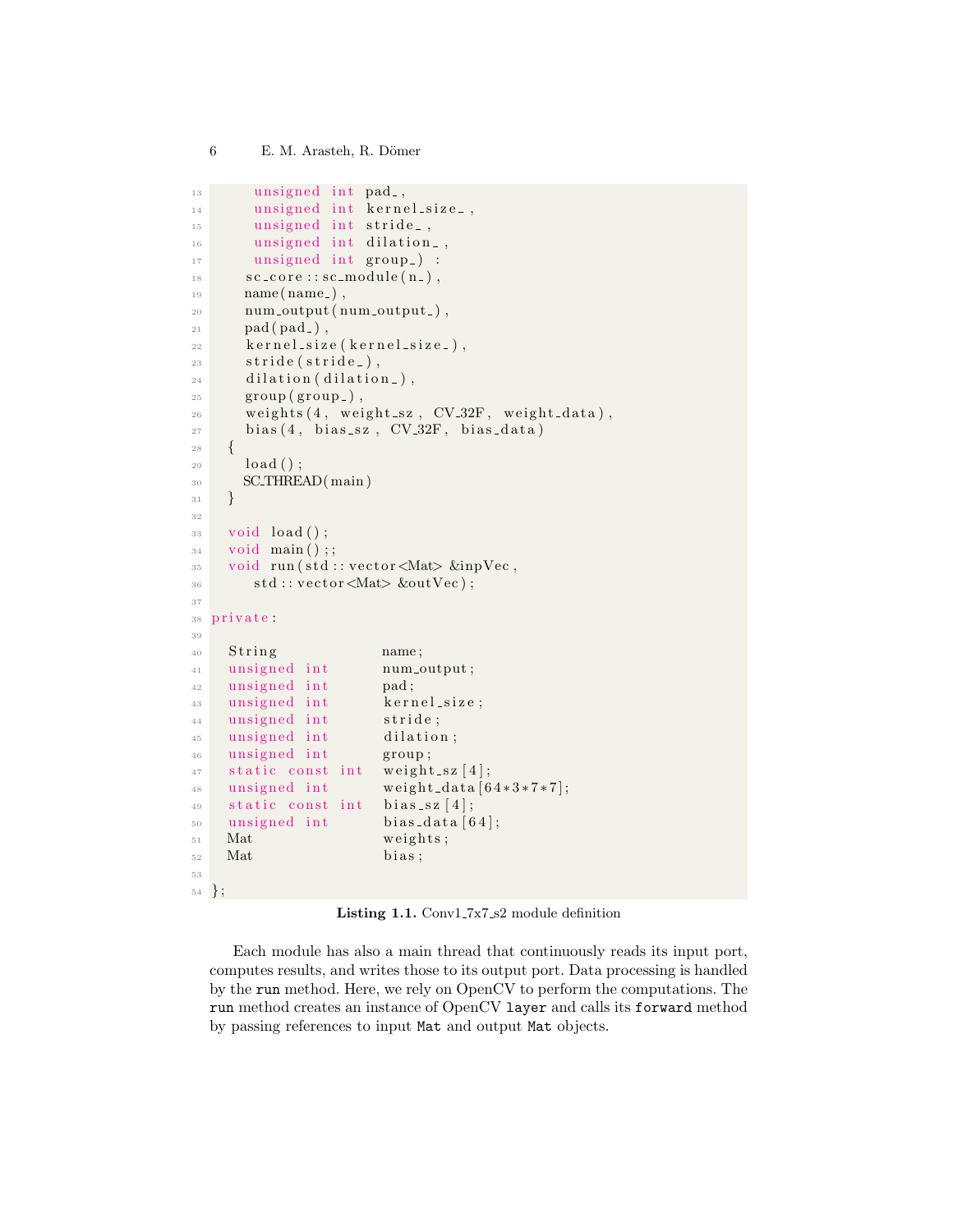```
    unsigned int pad_,
    unsigned int kernel_size_,
    unsigned int stride_,
    unsigned int dilation_,
    unsigned int group_) :
   sc_core::sc_module(n_),
   name(name_),
   num_output(num_output_),
   pad(pad_),
   kernel_size(kernel_size_),
   stride(stride_),
   dilation(dilation_),
   group(group_),
   weights(4, weight_sz, CV_32F, weight_data),
   bias(4, bias_sz, CV_32F, bias_data)
  {
   load();
   SC_THREAD(main)
  }

  void load();
  void main();;
  void run(std::vector<Mat> &inpVec,
     std::vector<Mat> &outVec);

private:

  String           name;
  unsigned int     num_output;
  unsigned int     pad;
  unsigned int     kernel_size;
  unsigned int     stride;
  unsigned int     dilation;
  unsigned int     group;
  static const int weight_sz[4];
  unsigned int     weight_data[64*3*7*7];
  static const int bias_sz[4];
  unsigned int     bias_data[64];
  Mat              weights;
  Mat              bias;

};
```

**Listing 1.1.** Conv1_7x7_s2 module definition

Each module has also a main thread that continuously reads its input port, computes results, and writes those to its output port. Data processing is handled by the `run` method. Here, we rely on OpenCV to perform the computations. The `run` method creates an instance of OpenCV `layer` and calls its `forward` method by passing references to input `Mat` and output `Mat` objects.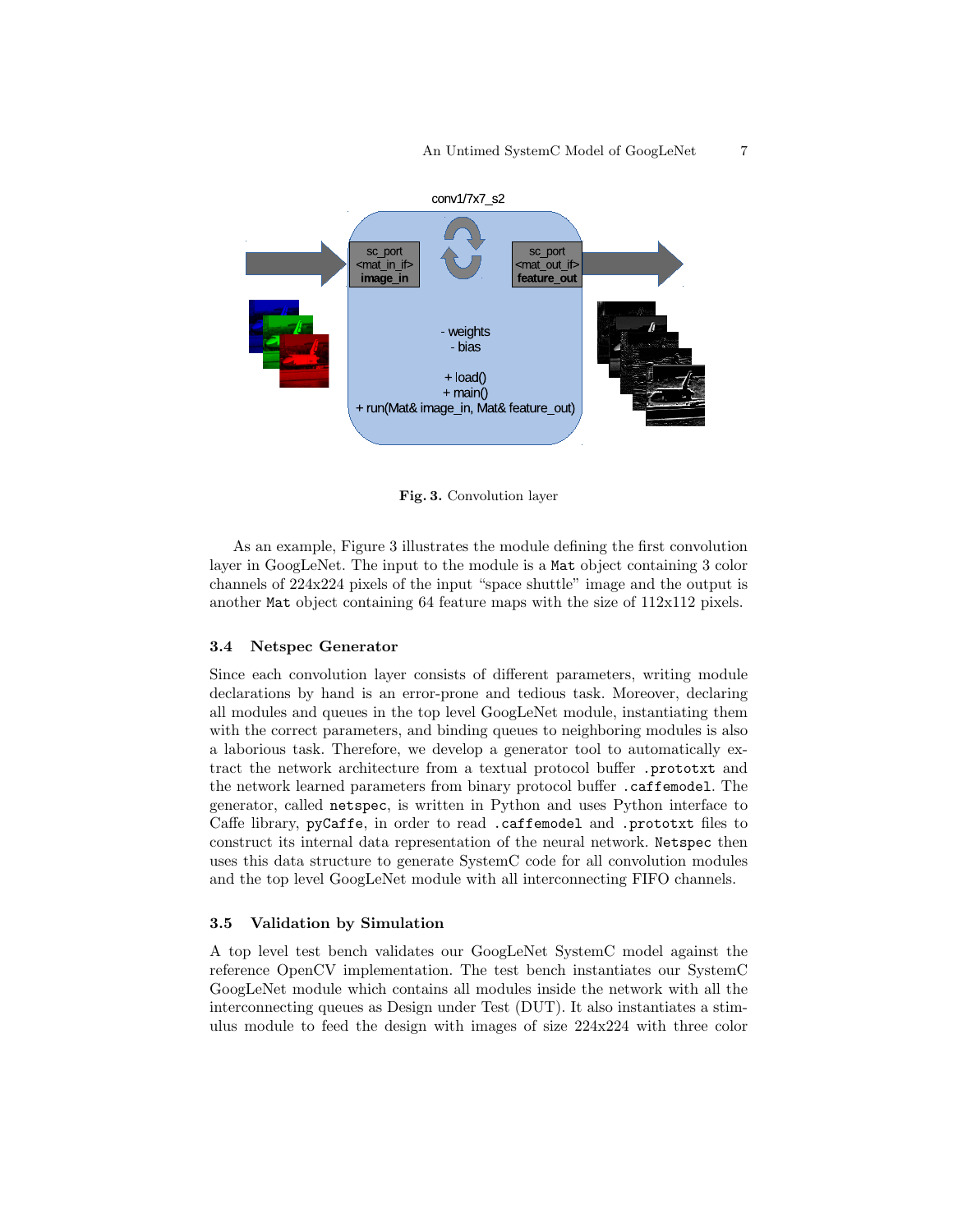Fig. 3. Convolution layer

As an example, Figure 3 illustrates the module defining the first convolution layer in GoogLeNet. The input to the module is a `Mat` object containing 3 color channels of 224x224 pixels of the input "space shuttle" image and the output is another `Mat` object containing 64 feature maps with the size of 112x112 pixels.

### 3.4 Netspec Generator

Since each convolution layer consists of different parameters, writing module declarations by hand is an error-prone and tedious task. Moreover, declaring all modules and queues in the top level GoogLeNet module, instantiating them with the correct parameters, and binding queues to neighboring modules is also a laborious task. Therefore, we develop a generator tool to automatically extract the network architecture from a textual protocol buffer `.prototxt` and the network learned parameters from binary protocol buffer `.caffemodel`. The generator, called `netspec`, is written in Python and uses Python interface to Caffe library, `pyCaffe`, in order to read `.caffemodel` and `.prototxt` files to construct its internal data representation of the neural network. `Netspec` then uses this data structure to generate SystemC code for all convolution modules and the top level GoogLeNet module with all interconnecting FIFO channels.

### 3.5 Validation by Simulation

A top level test bench validates our GoogLeNet SystemC model against the reference OpenCV implementation. The test bench instantiates our SystemC GoogLeNet module which contains all modules inside the network with all the interconnecting queues as Design under Test (DUT). It also instantiates a stimulus module to feed the design with images of size 224x224 with three color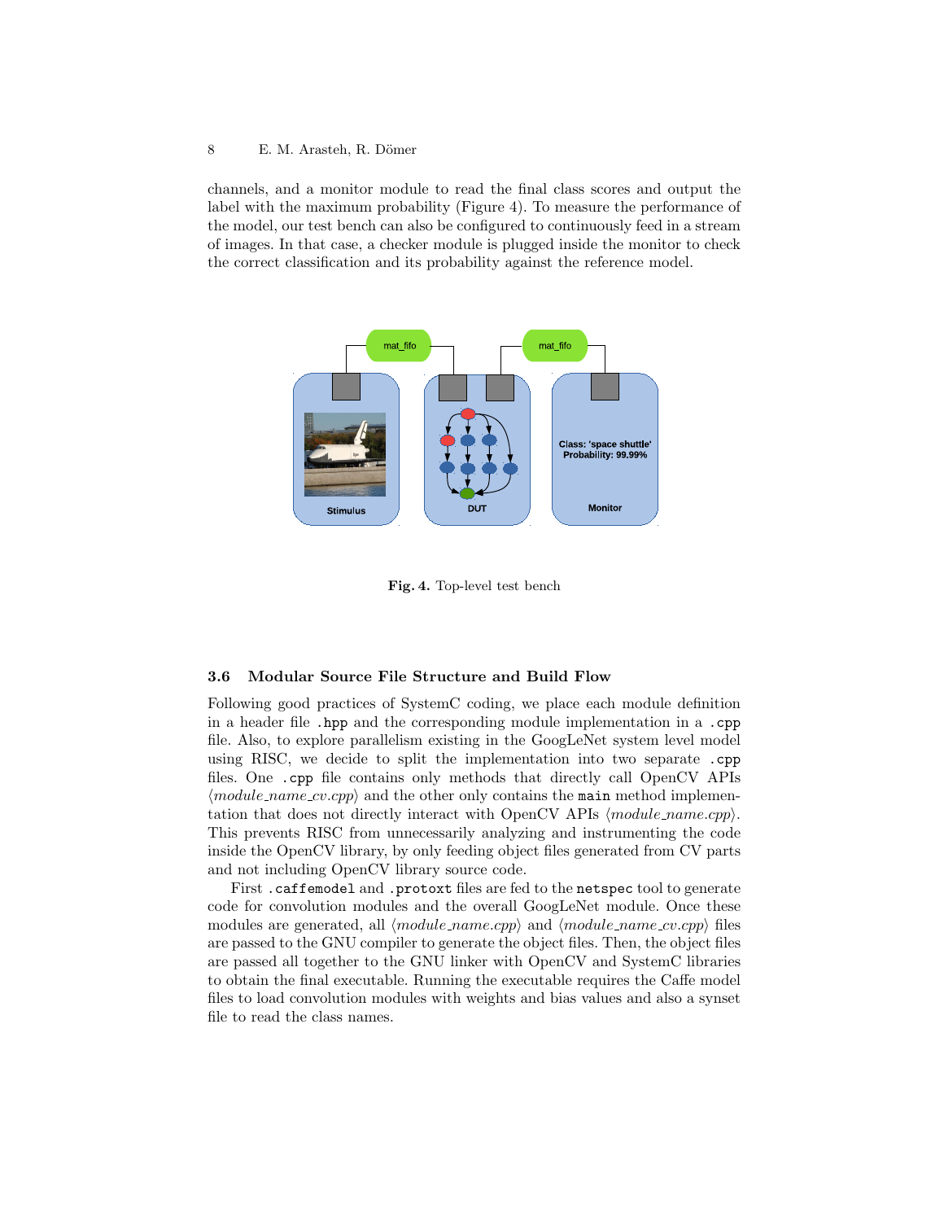channels, and a monitor module to read the final class scores and output the label with the maximum probability (Figure 4). To measure the performance of the model, our test bench can also be configured to continuously feed in a stream of images. In that case, a checker module is plugged inside the monitor to check the correct classification and its probability against the reference model.

**Fig. 4.** Top-level test bench

### 3.6 Modular Source File Structure and Build Flow

Following good practices of SystemC coding, we place each module definition in a header file `.hpp` and the corresponding module implementation in a `.cpp` file. Also, to explore parallelism existing in the GoogLeNet system level model using RISC, we decide to split the implementation into two separate `.cpp` files. One `.cpp` file contains only methods that directly call OpenCV APIs ⟨*module_name_cv.cpp*⟩ and the other only contains the `main` method implementation that does not directly interact with OpenCV APIs ⟨*module_name.cpp*⟩. This prevents RISC from unnecessarily analyzing and instrumenting the code inside the OpenCV library, by only feeding object files generated from CV parts and not including OpenCV library source code.

First `.caffemodel` and `.protoxt` files are fed to the `netspec` tool to generate code for convolution modules and the overall GoogLeNet module. Once these modules are generated, all ⟨*module_name.cpp*⟩ and ⟨*module_name_cv.cpp*⟩ files are passed to the GNU compiler to generate the object files. Then, the object files are passed all together to the GNU linker with OpenCV and SystemC libraries to obtain the final executable. Running the executable requires the Caffe model files to load convolution modules with weights and bias values and also a synset file to read the class names.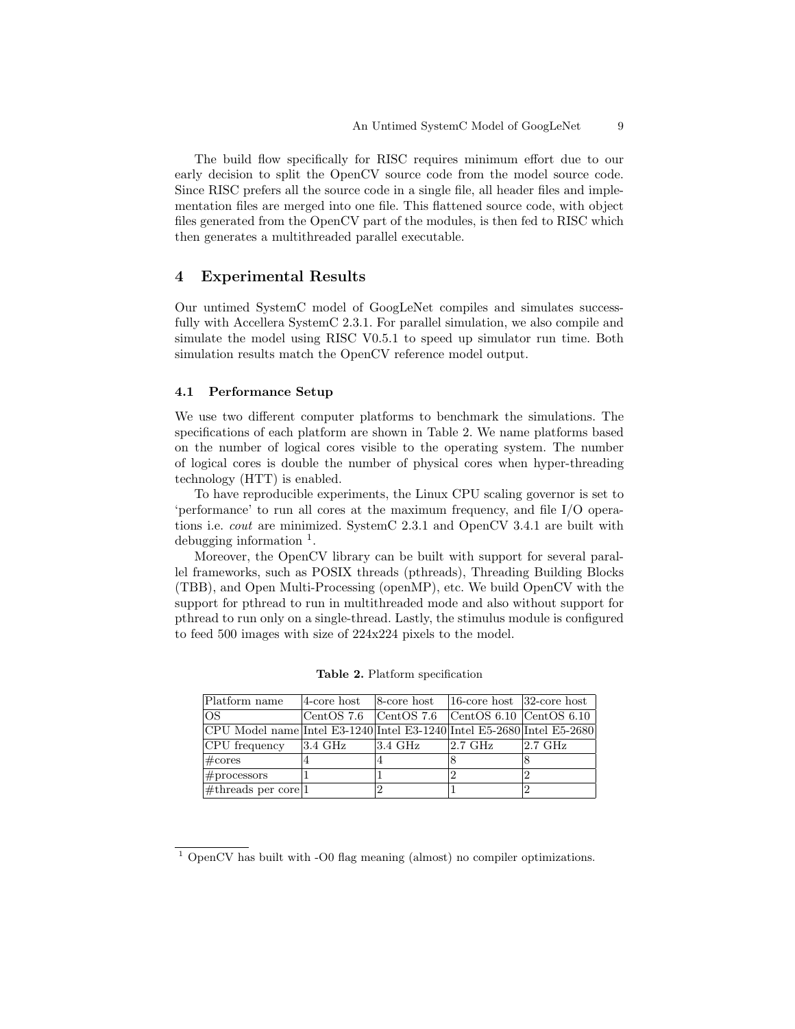The build flow specifically for RISC requires minimum effort due to our early decision to split the OpenCV source code from the model source code. Since RISC prefers all the source code in a single file, all header files and implementation files are merged into one file. This flattened source code, with object files generated from the OpenCV part of the modules, is then fed to RISC which then generates a multithreaded parallel executable.

## 4 Experimental Results

Our untimed SystemC model of GoogLeNet compiles and simulates successfully with Accellera SystemC 2.3.1. For parallel simulation, we also compile and simulate the model using RISC V0.5.1 to speed up simulator run time. Both simulation results match the OpenCV reference model output.

### 4.1 Performance Setup

We use two different computer platforms to benchmark the simulations. The specifications of each platform are shown in Table 2. We name platforms based on the number of logical cores visible to the operating system. The number of logical cores is double the number of physical cores when hyper-threading technology (HTT) is enabled.

To have reproducible experiments, the Linux CPU scaling governor is set to 'performance' to run all cores at the maximum frequency, and file I/O operations i.e. *cout* are minimized. SystemC 2.3.1 and OpenCV 3.4.1 are built with debugging information [1].

Moreover, the OpenCV library can be built with support for several parallel frameworks, such as POSIX threads (pthreads), Threading Building Blocks (TBB), and Open Multi-Processing (openMP), etc. We build OpenCV with the support for pthread to run in multithreaded mode and also without support for pthread to run only on a single-thread. Lastly, the stimulus module is configured to feed 500 images with size of 224x224 pixels to the model.

**Table 2.** Platform specification

| Platform name | 4-core host | 8-core host | 16-core host | 32-core host |
|---|---|---|---|---|
| OS | CentOS 7.6 | CentOS 7.6 | CentOS 6.10 | CentOS 6.10 |
| CPU Model name | Intel E3-1240 | Intel E3-1240 | Intel E5-2680 | Intel E5-2680 |
| CPU frequency | 3.4 GHz | 3.4 GHz | 2.7 GHz | 2.7 GHz |
| #cores | 4 | 4 | 8 | 8 |
| #processors | 1 | 1 | 2 | 2 |
| #threads per core | 1 | 2 | 1 | 2 |

[1] OpenCV has built with -O0 flag meaning (almost) no compiler optimizations.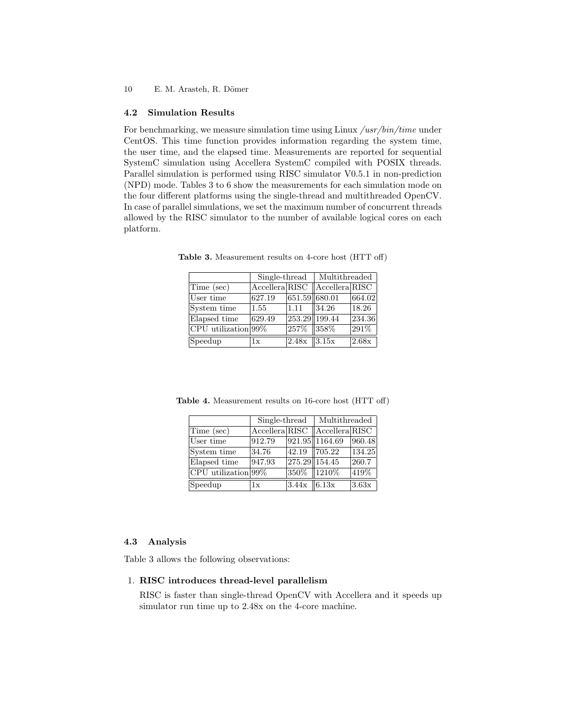### 4.2 Simulation Results

For benchmarking, we measure simulation time using Linux */usr/bin/time* under CentOS. This time function provides information regarding the system time, the user time, and the elapsed time. Measurements are reported for sequential SystemC simulation using Accellera SystemC compiled with POSIX threads. Parallel simulation is performed using RISC simulator V0.5.1 in non-prediction (NPD) mode. Tables 3 to 6 show the measurements for each simulation mode on the four different platforms using the single-thread and multithreaded OpenCV. In case of parallel simulations, we set the maximum number of concurrent threads allowed by the RISC simulator to the number of available logical cores on each platform.

**Table 3.** Measurement results on 4-core host (HTT off)

| | Single-thread | | Multithreaded | |
|---|---|---|---|---|
| Time (sec) | Accellera | RISC | Accellera | RISC |
| User time | 627.19 | 651.59 | 680.01 | 664.02 |
| System time | 1.55 | 1.11 | 34.26 | 18.26 |
| Elapsed time | 629.49 | 253.29 | 199.44 | 234.36 |
| CPU utilization | 99% | 257% | 358% | 291% |
| Speedup | 1x | 2.48x | 3.15x | 2.68x |

**Table 4.** Measurement results on 16-core host (HTT off)

| | Single-thread | | Multithreaded | |
|---|---|---|---|---|
| Time (sec) | Accellera | RISC | Accellera | RISC |
| User time | 912.79 | 921.95 | 1164.69 | 960.48 |
| System time | 34.76 | 42.19 | 705.22 | 134.25 |
| Elapsed time | 947.93 | 275.29 | 154.45 | 260.7 |
| CPU utilization | 99% | 350% | 1210% | 419% |
| Speedup | 1x | 3.44x | 6.13x | 3.63x |

### 4.3 Analysis

Table 3 allows the following observations:

1. **RISC introduces thread-level parallelism**

   RISC is faster than single-thread OpenCV with Accellera and it speeds up simulator run time up to 2.48x on the 4-core machine.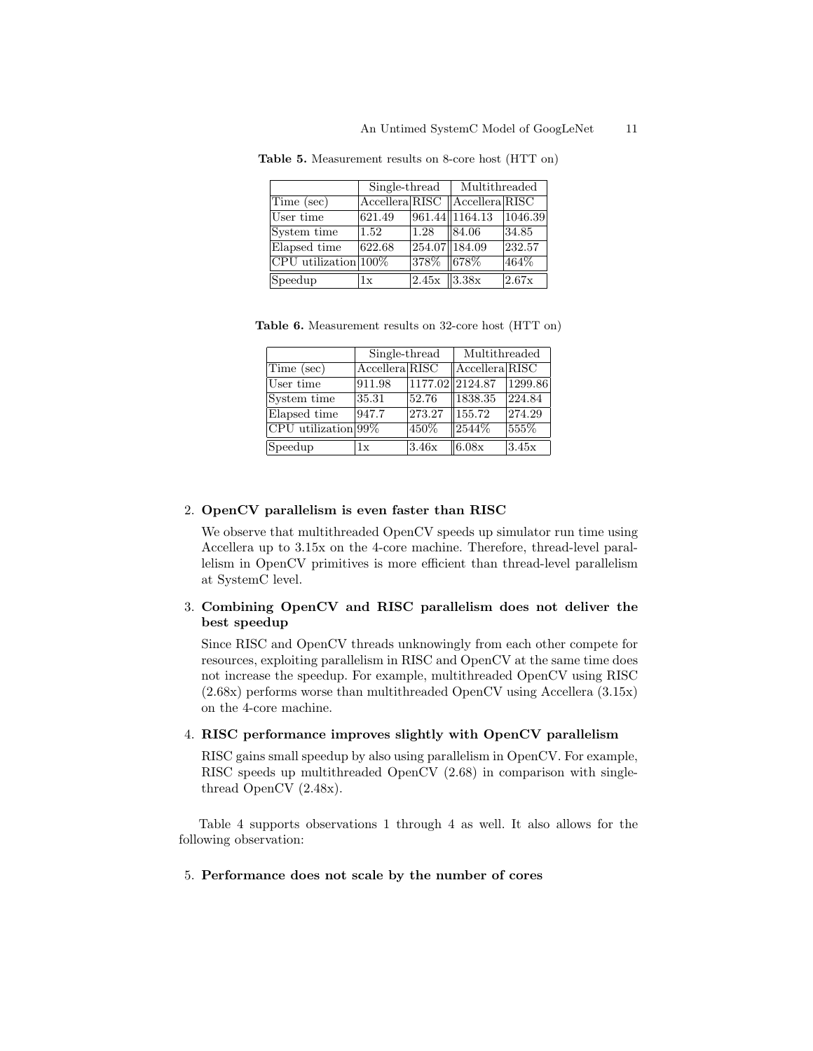**Table 5.** Measurement results on 8-core host (HTT on)

| | Single-thread | | Multithreaded | |
|---|---|---|---|---|
| Time (sec) | Accellera | RISC | Accellera | RISC |
| User time | 621.49 | 961.44 | 1164.13 | 1046.39 |
| System time | 1.52 | 1.28 | 84.06 | 34.85 |
| Elapsed time | 622.68 | 254.07 | 184.09 | 232.57 |
| CPU utilization | 100% | 378% | 678% | 464% |
| Speedup | 1x | 2.45x | 3.38x | 2.67x |

**Table 6.** Measurement results on 32-core host (HTT on)

| | Single-thread | | Multithreaded | |
|---|---|---|---|---|
| Time (sec) | Accellera | RISC | Accellera | RISC |
| User time | 911.98 | 1177.02 | 2124.87 | 1299.86 |
| System time | 35.31 | 52.76 | 1838.35 | 224.84 |
| Elapsed time | 947.7 | 273.27 | 155.72 | 274.29 |
| CPU utilization | 99% | 450% | 2544% | 555% |
| Speedup | 1x | 3.46x | 6.08x | 3.45x |

2. **OpenCV parallelism is even faster than RISC**

   We observe that multithreaded OpenCV speeds up simulator run time using Accellera up to 3.15x on the 4-core machine. Therefore, thread-level parallelism in OpenCV primitives is more efficient than thread-level parallelism at SystemC level.

3. **Combining OpenCV and RISC parallelism does not deliver the best speedup**

   Since RISC and OpenCV threads unknowingly from each other compete for resources, exploiting parallelism in RISC and OpenCV at the same time does not increase the speedup. For example, multithreaded OpenCV using RISC (2.68x) performs worse than multithreaded OpenCV using Accellera (3.15x) on the 4-core machine.

4. **RISC performance improves slightly with OpenCV parallelism**

   RISC gains small speedup by also using parallelism in OpenCV. For example, RISC speeds up multithreaded OpenCV (2.68) in comparison with single-thread OpenCV (2.48x).

Table 4 supports observations 1 through 4 as well. It also allows for the following observation:

5. **Performance does not scale by the number of cores**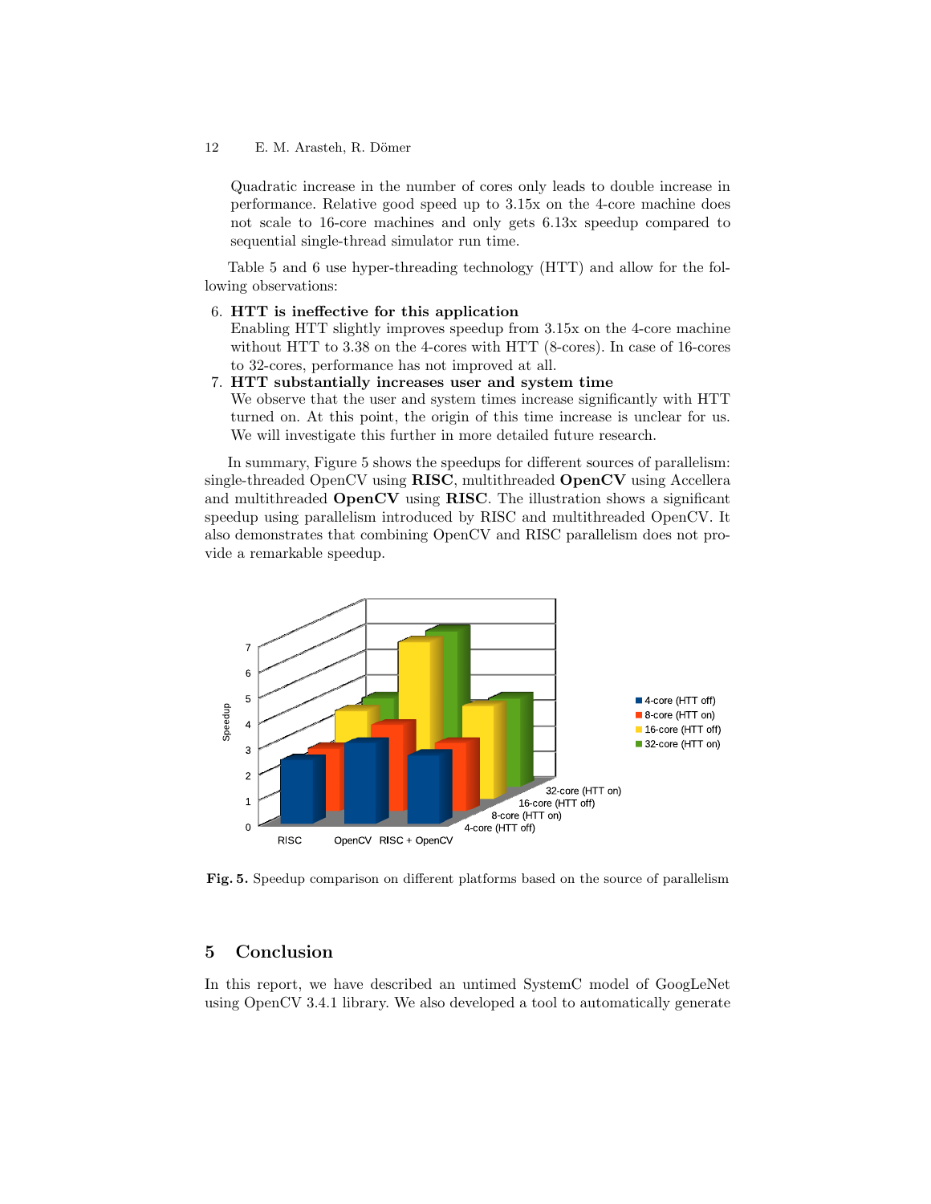Quadratic increase in the number of cores only leads to double increase in performance. Relative good speed up to 3.15x on the 4-core machine does not scale to 16-core machines and only gets 6.13x speedup compared to sequential single-thread simulator run time.

Table 5 and 6 use hyper-threading technology (HTT) and allow for the following observations:

6. **HTT is ineffective for this application**
   Enabling HTT slightly improves speedup from 3.15x on the 4-core machine without HTT to 3.38 on the 4-cores with HTT (8-cores). In case of 16-cores to 32-cores, performance has not improved at all.
7. **HTT substantially increases user and system time**
   We observe that the user and system times increase significantly with HTT turned on. At this point, the origin of this time increase is unclear for us. We will investigate this further in more detailed future research.

In summary, Figure 5 shows the speedups for different sources of parallelism: single-threaded OpenCV using **RISC**, multithreaded **OpenCV** using Accellera and multithreaded **OpenCV** using **RISC**. The illustration shows a significant speedup using parallelism introduced by RISC and multithreaded OpenCV. It also demonstrates that combining OpenCV and RISC parallelism does not provide a remarkable speedup.

**Fig. 5.** Speedup comparison on different platforms based on the source of parallelism

## 5 Conclusion

In this report, we have described an untimed SystemC model of GoogLeNet using OpenCV 3.4.1 library. We also developed a tool to automatically generate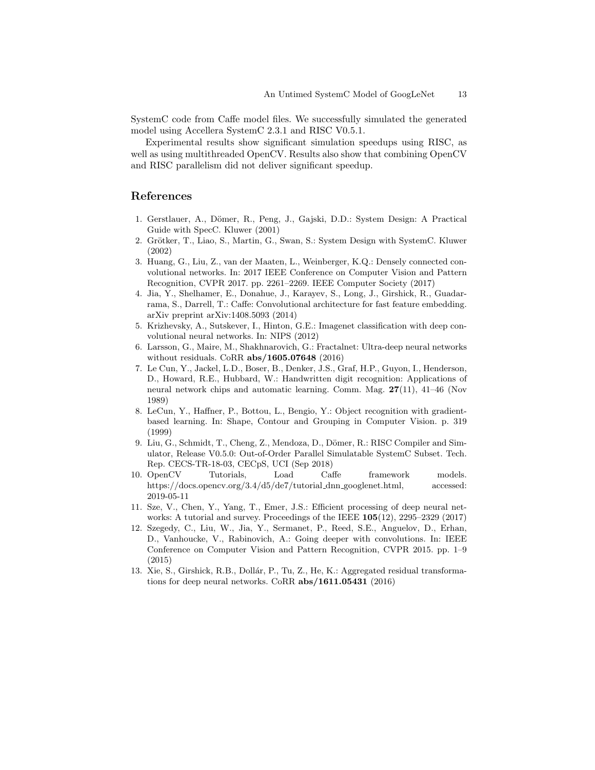SystemC code from Caffe model files. We successfully simulated the generated model using Accellera SystemC 2.3.1 and RISC V0.5.1.

Experimental results show significant simulation speedups using RISC, as well as using multithreaded OpenCV. Results also show that combining OpenCV and RISC parallelism did not deliver significant speedup.

## References

1. Gerstlauer, A., Dömer, R., Peng, J., Gajski, D.D.: System Design: A Practical Guide with SpecC. Kluwer (2001)
2. Grötker, T., Liao, S., Martin, G., Swan, S.: System Design with SystemC. Kluwer (2002)
3. Huang, G., Liu, Z., van der Maaten, L., Weinberger, K.Q.: Densely connected convolutional networks. In: 2017 IEEE Conference on Computer Vision and Pattern Recognition, CVPR 2017. pp. 2261–2269. IEEE Computer Society (2017)
4. Jia, Y., Shelhamer, E., Donahue, J., Karayev, S., Long, J., Girshick, R., Guadarrama, S., Darrell, T.: Caffe: Convolutional architecture for fast feature embedding. arXiv preprint arXiv:1408.5093 (2014)
5. Krizhevsky, A., Sutskever, I., Hinton, G.E.: Imagenet classification with deep convolutional neural networks. In: NIPS (2012)
6. Larsson, G., Maire, M., Shakhnarovich, G.: Fractalnet: Ultra-deep neural networks without residuals. CoRR **abs/1605.07648** (2016)
7. Le Cun, Y., Jackel, L.D., Boser, B., Denker, J.S., Graf, H.P., Guyon, I., Henderson, D., Howard, R.E., Hubbard, W.: Handwritten digit recognition: Applications of neural network chips and automatic learning. Comm. Mag. **27**(11), 41–46 (Nov 1989)
8. LeCun, Y., Haffner, P., Bottou, L., Bengio, Y.: Object recognition with gradient-based learning. In: Shape, Contour and Grouping in Computer Vision. p. 319 (1999)
9. Liu, G., Schmidt, T., Cheng, Z., Mendoza, D., Dömer, R.: RISC Compiler and Simulator, Release V0.5.0: Out-of-Order Parallel Simulatable SystemC Subset. Tech. Rep. CECS-TR-18-03, CECpS, UCI (Sep 2018)
10. OpenCV Tutorials, Load Caffe framework models. https://docs.opencv.org/3.4/d5/de7/tutorial_dnn_googlenet.html, accessed: 2019-05-11
11. Sze, V., Chen, Y., Yang, T., Emer, J.S.: Efficient processing of deep neural networks: A tutorial and survey. Proceedings of the IEEE **105**(12), 2295–2329 (2017)
12. Szegedy, C., Liu, W., Jia, Y., Sermanet, P., Reed, S.E., Anguelov, D., Erhan, D., Vanhoucke, V., Rabinovich, A.: Going deeper with convolutions. In: IEEE Conference on Computer Vision and Pattern Recognition, CVPR 2015. pp. 1–9 (2015)
13. Xie, S., Girshick, R.B., Dollár, P., Tu, Z., He, K.: Aggregated residual transformations for deep neural networks. CoRR **abs/1611.05431** (2016)